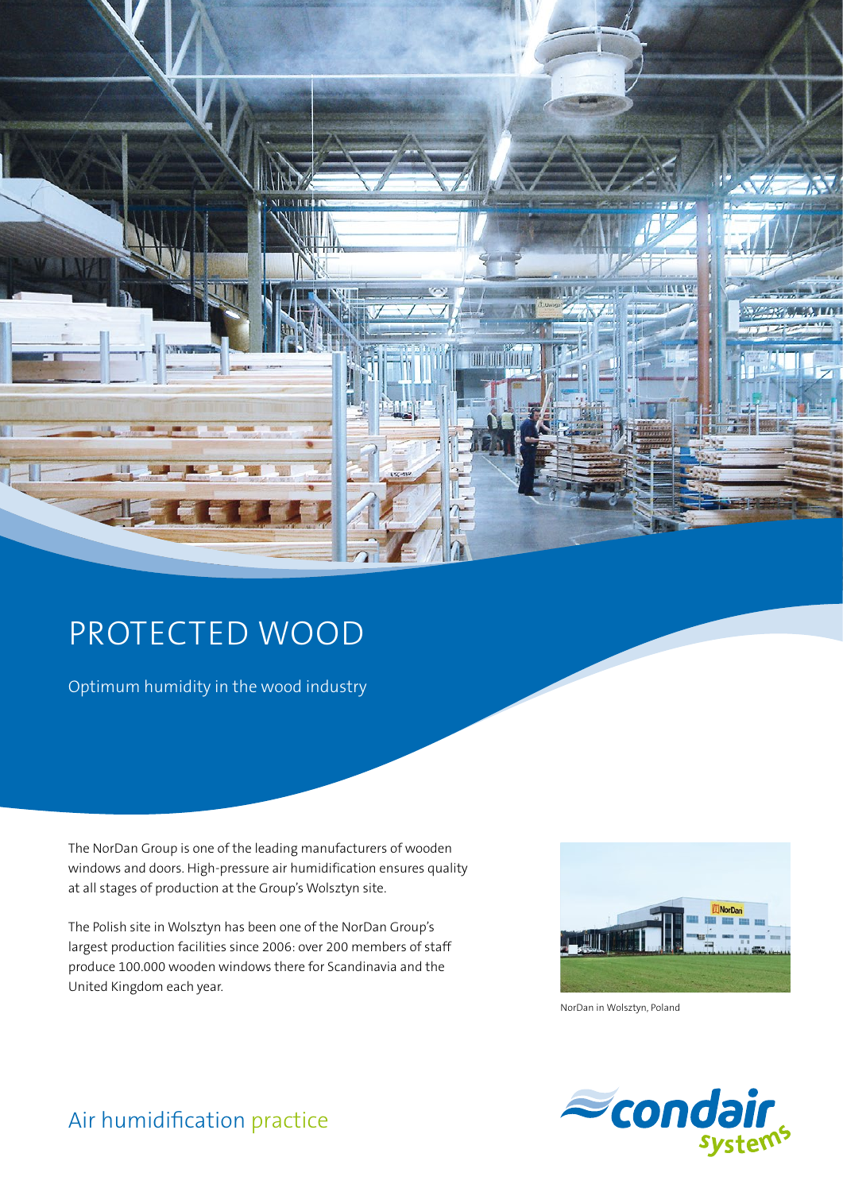# PROTECTED WOOD

Optimum humidity in the wood industry

The NorDan Group is one of the leading manufacturers of wooden windows and doors. High-pressure air humidification ensures quality at all stages of production at the Group's Wolsztyn site.

The Polish site in Wolsztyn has been one of the NorDan Group's largest production facilities since 2006: over 200 members of staff produce 100.000 wooden windows there for Scandinavia and the United Kingdom each year.

NorDan in Wolsztyn, Poland

Air humidification practice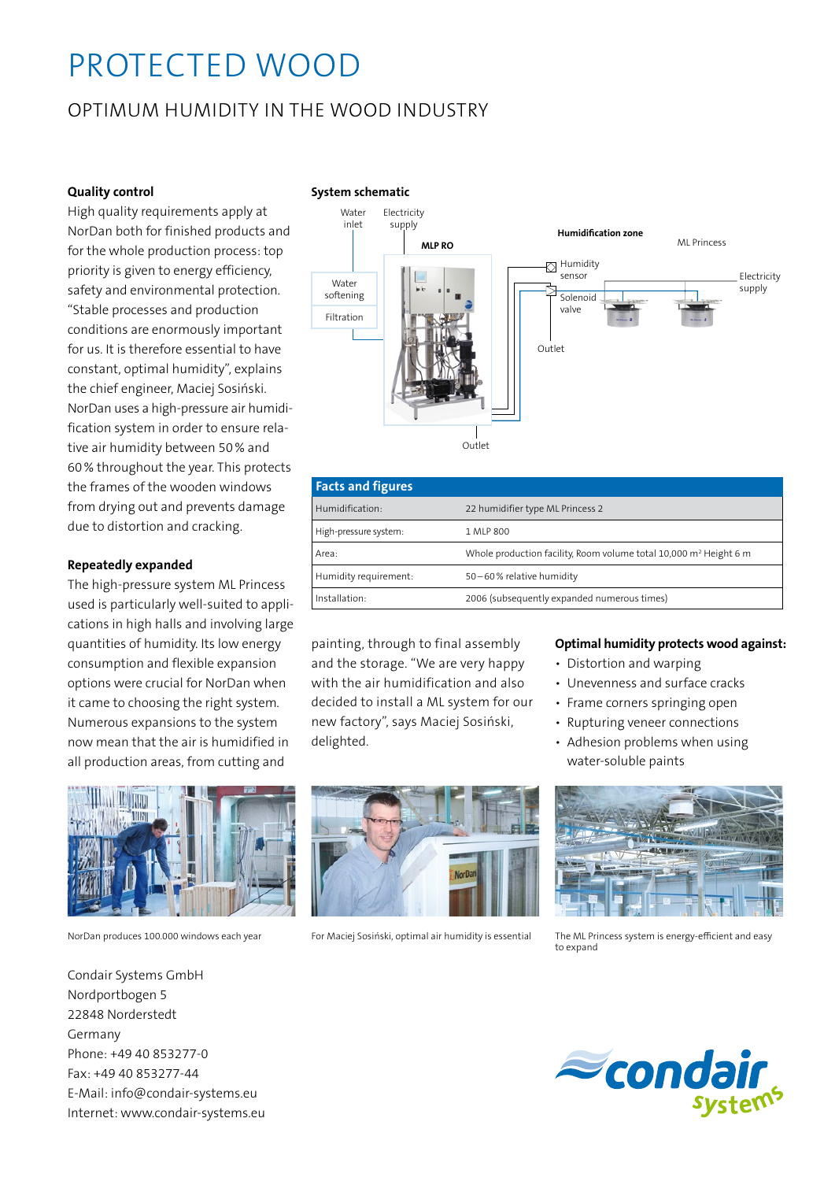# PROTECTED WOOD

## OPTIMUM HUMIDITY IN THE WOOD INDUSTRY

**Quality control**

High quality requirements apply at NorDan both for finished products and for the whole production process: top priority is given to energy efficiency, safety and environmental protection. “Stable processes and production conditions are enormously important for us. It is therefore essential to have constant, optimal humidity”, explains the chief engineer, Maciej Sosiński. NorDan uses a high-pressure air humidification system in order to ensure relative air humidity between 50 % and 60 % throughout the year. This protects the frames of the wooden windows from drying out and prevents damage due to distortion and cracking.

**Repeatedly expanded**

The high-pressure system ML Princess used is particularly well-suited to applications in high halls and involving large quantities of humidity. Its low energy consumption and flexible expansion options were crucial for NorDan when it came to choosing the right system. Numerous expansions to the system now mean that the air is humidified in all production areas, from cutting and painting, through to final assembly and the storage. “We are very happy with the air humidification and also decided to install a ML system for our new factory”, says Maciej Sosiński, delighted.

**System schematic**

Water inlet
Electricity supply
MLP RO
Water softening
Filtration
Humidification zone
ML Princess
Humidity sensor
Solenoid valve
Electricity supply
Outlet
Outlet

| Facts and figures | |
|---|---|
| Humidification: | 22 humidifier type ML Princess 2 |
| High-pressure system: | 1 MLP 800 |
| Area: | Whole production facility, Room volume total 10,000 m² Height 6 m |
| Humidity requirement: | 50 – 60 % relative humidity |
| Installation: | 2006 (subsequently expanded numerous times) |

**Optimal humidity protects wood against:**

- Distortion and warping
- Unevenness and surface cracks
- Frame corners springing open
- Rupturing veneer connections
- Adhesion problems when using water-soluble paints

NorDan produces 100.000 windows each year

For Maciej Sosiński, optimal air humidity is essential

The ML Princess system is energy-efficient and easy to expand

Condair Systems GmbH
Nordportbogen 5
22848 Norderstedt
Germany
Phone: +49 40 853277-0
Fax: +49 40 853277-44
E-Mail: info@condair-systems.eu
Internet: www.condair-systems.eu

condair systems